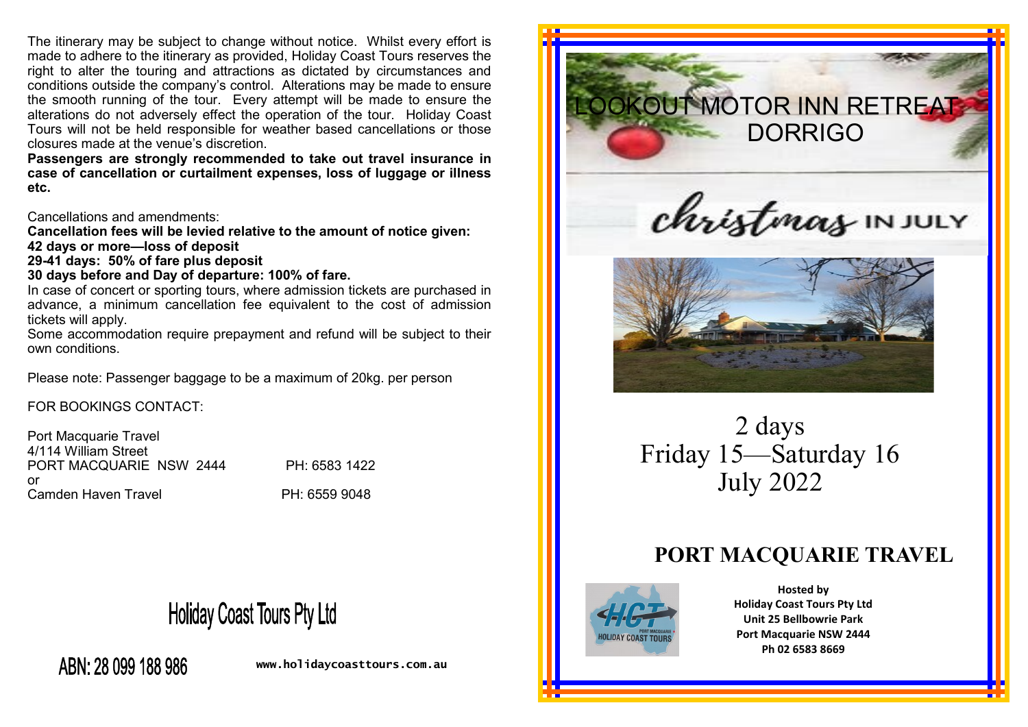The itinerary may be subject to change without notice. Whilst every effort is made to adhere to the itinerary as provided, Holiday Coast Tours reserves the right to alter the touring and attractions as dictated by circumstances and conditions outside the company's control. Alterations may be made to ensure the smooth running of the tour. Every attempt will be made to ensure the alterations do not adversely effect the operation of the tour. Holiday Coast Tours will not be held responsible for weather based cancellations or those closures made at the venue's discretion.

**Passengers are strongly recommended to take out travel insurance in case of cancellation or curtailment expenses, loss of luggage or illness etc.**

Cancellations and amendments:

**Cancellation fees will be levied relative to the amount of notice given:**
**42 days or more—loss of deposit**
**29-41 days: 50% of fare plus deposit**
**30 days before and Day of departure: 100% of fare.**

In case of concert or sporting tours, where admission tickets are purchased in advance, a minimum cancellation fee equivalent to the cost of admission tickets will apply.

Some accommodation require prepayment and refund will be subject to their own conditions.

Please note: Passenger baggage to be a maximum of 20kg. per person

FOR BOOKINGS CONTACT:

Port Macquarie Travel
4/114 William Street
PORT MACQUARIE NSW 2444 PH: 6583 1422
or
Camden Haven Travel PH: 6559 9048

Holiday Coast Tours Pty Ltd

ABN: 28 099 188 986

www.holidaycoasttours.com.au

# LOOKOUT MOTOR INN RETREAT DORRIGO

## christmas IN JULY

2 days
Friday 15—Saturday 16
July 2022

## PORT MACQUARIE TRAVEL

**Hosted by**
**Holiday Coast Tours Pty Ltd**
**Unit 25 Bellbowrie Park**
**Port Macquarie NSW 2444**
**Ph 02 6583 8669**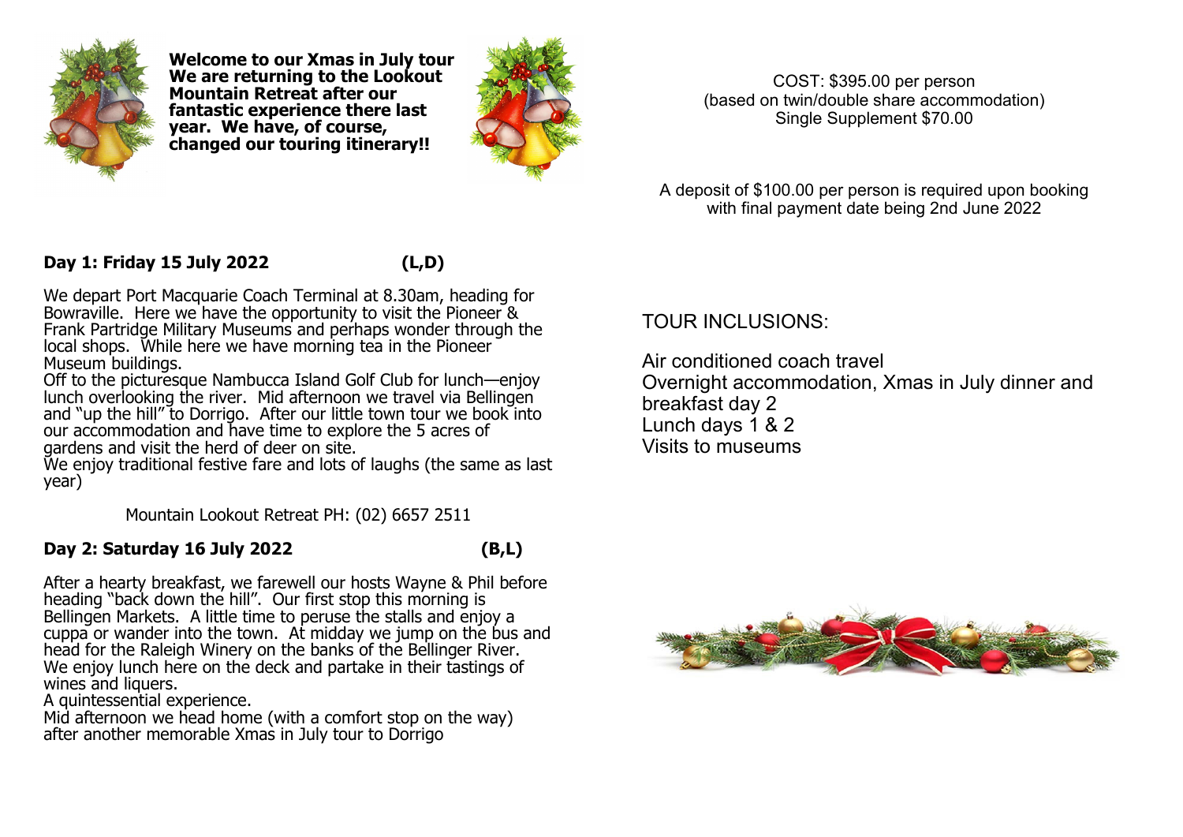**Welcome to our Xmas in July tour We are returning to the Lookout Mountain Retreat after our fantastic experience there last year. We have, of course, changed our touring itinerary!!**

COST: $395.00 per person
(based on twin/double share accommodation)
Single Supplement $70.00

A deposit of $100.00 per person is required upon booking with final payment date being 2nd June 2022

**Day 1: Friday 15 July 2022 (L,D)**

We depart Port Macquarie Coach Terminal at 8.30am, heading for Bowraville. Here we have the opportunity to visit the Pioneer & Frank Partridge Military Museums and perhaps wonder through the local shops. While here we have morning tea in the Pioneer Museum buildings.
Off to the picturesque Nambucca Island Golf Club for lunch—enjoy lunch overlooking the river. Mid afternoon we travel via Bellingen and "up the hill" to Dorrigo. After our little town tour we book into our accommodation and have time to explore the 5 acres of gardens and visit the herd of deer on site.
We enjoy traditional festive fare and lots of laughs (the same as last year)

Mountain Lookout Retreat PH: (02) 6657 2511

**Day 2: Saturday 16 July 2022 (B,L)**

After a hearty breakfast, we farewell our hosts Wayne & Phil before heading "back down the hill". Our first stop this morning is Bellingen Markets. A little time to peruse the stalls and enjoy a cuppa or wander into the town. At midday we jump on the bus and head for the Raleigh Winery on the banks of the Bellinger River. We enjoy lunch here on the deck and partake in their tastings of wines and liquers.
A quintessential experience.
Mid afternoon we head home (with a comfort stop on the way) after another memorable Xmas in July tour to Dorrigo

## TOUR INCLUSIONS:

Air conditioned coach travel
Overnight accommodation, Xmas in July dinner and breakfast day 2
Lunch days 1 & 2
Visits to museums